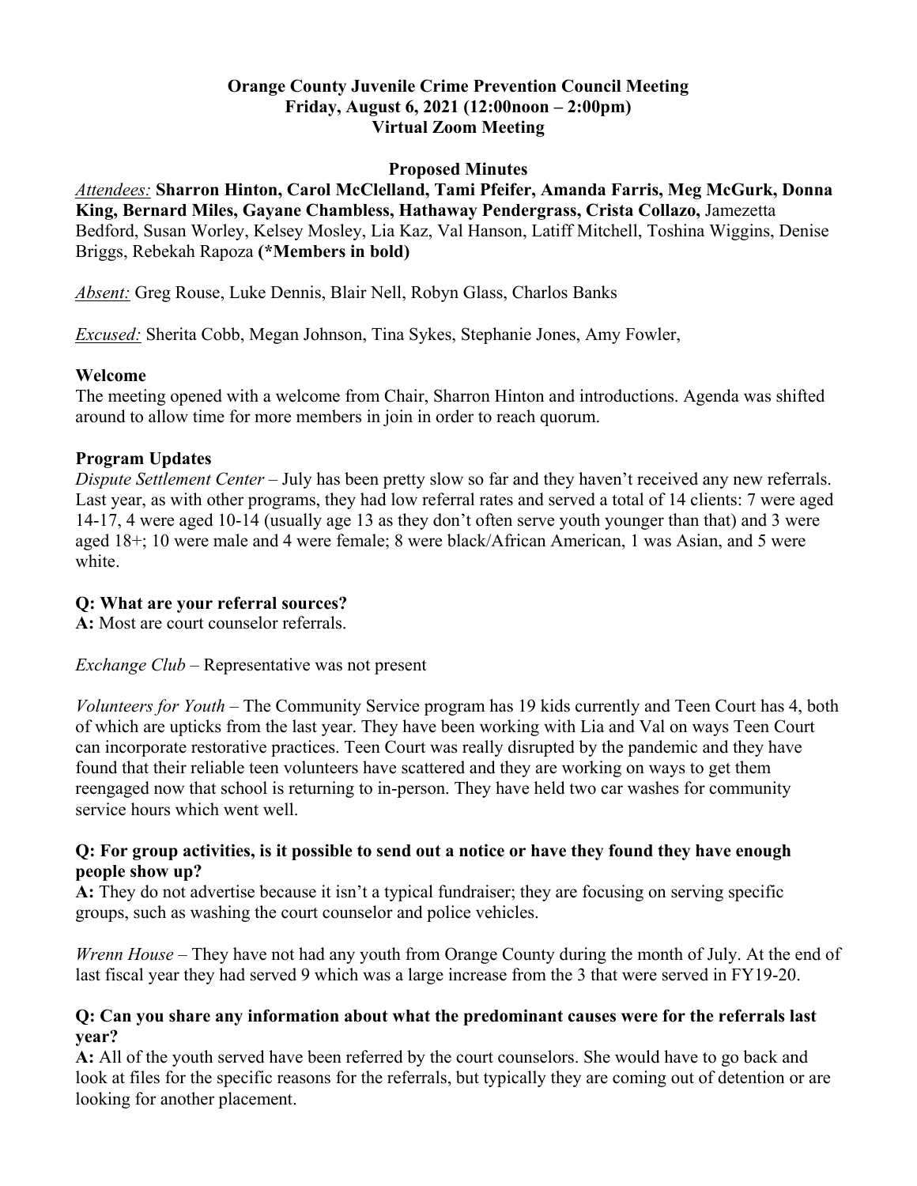**Orange County Juvenile Crime Prevention Council Meeting**
**Friday, August 6, 2021 (12:00noon – 2:00pm)**
**Virtual Zoom Meeting**

**Proposed Minutes**

*Attendees:* **Sharron Hinton, Carol McClelland, Tami Pfeifer, Amanda Farris, Meg McGurk, Donna King, Bernard Miles, Gayane Chambless, Hathaway Pendergrass, Crista Collazo,** Jamezetta Bedford, Susan Worley, Kelsey Mosley, Lia Kaz, Val Hanson, Latiff Mitchell, Toshina Wiggins, Denise Briggs, Rebekah Rapoza **(*Members in bold)**

*Absent:* Greg Rouse, Luke Dennis, Blair Nell, Robyn Glass, Charlos Banks

*Excused:* Sherita Cobb, Megan Johnson, Tina Sykes, Stephanie Jones, Amy Fowler,

**Welcome**

The meeting opened with a welcome from Chair, Sharron Hinton and introductions. Agenda was shifted around to allow time for more members in join in order to reach quorum.

**Program Updates**

*Dispute Settlement Center* – July has been pretty slow so far and they haven't received any new referrals. Last year, as with other programs, they had low referral rates and served a total of 14 clients: 7 were aged 14-17, 4 were aged 10-14 (usually age 13 as they don't often serve youth younger than that) and 3 were aged 18+; 10 were male and 4 were female; 8 were black/African American, 1 was Asian, and 5 were white.

**Q: What are your referral sources?**

**A:** Most are court counselor referrals.

*Exchange Club* – Representative was not present

*Volunteers for Youth* – The Community Service program has 19 kids currently and Teen Court has 4, both of which are upticks from the last year. They have been working with Lia and Val on ways Teen Court can incorporate restorative practices. Teen Court was really disrupted by the pandemic and they have found that their reliable teen volunteers have scattered and they are working on ways to get them reengaged now that school is returning to in-person. They have held two car washes for community service hours which went well.

**Q: For group activities, is it possible to send out a notice or have they found they have enough people show up?**

**A:** They do not advertise because it isn't a typical fundraiser; they are focusing on serving specific groups, such as washing the court counselor and police vehicles.

*Wrenn House* – They have not had any youth from Orange County during the month of July. At the end of last fiscal year they had served 9 which was a large increase from the 3 that were served in FY19-20.

**Q: Can you share any information about what the predominant causes were for the referrals last year?**

**A:** All of the youth served have been referred by the court counselors. She would have to go back and look at files for the specific reasons for the referrals, but typically they are coming out of detention or are looking for another placement.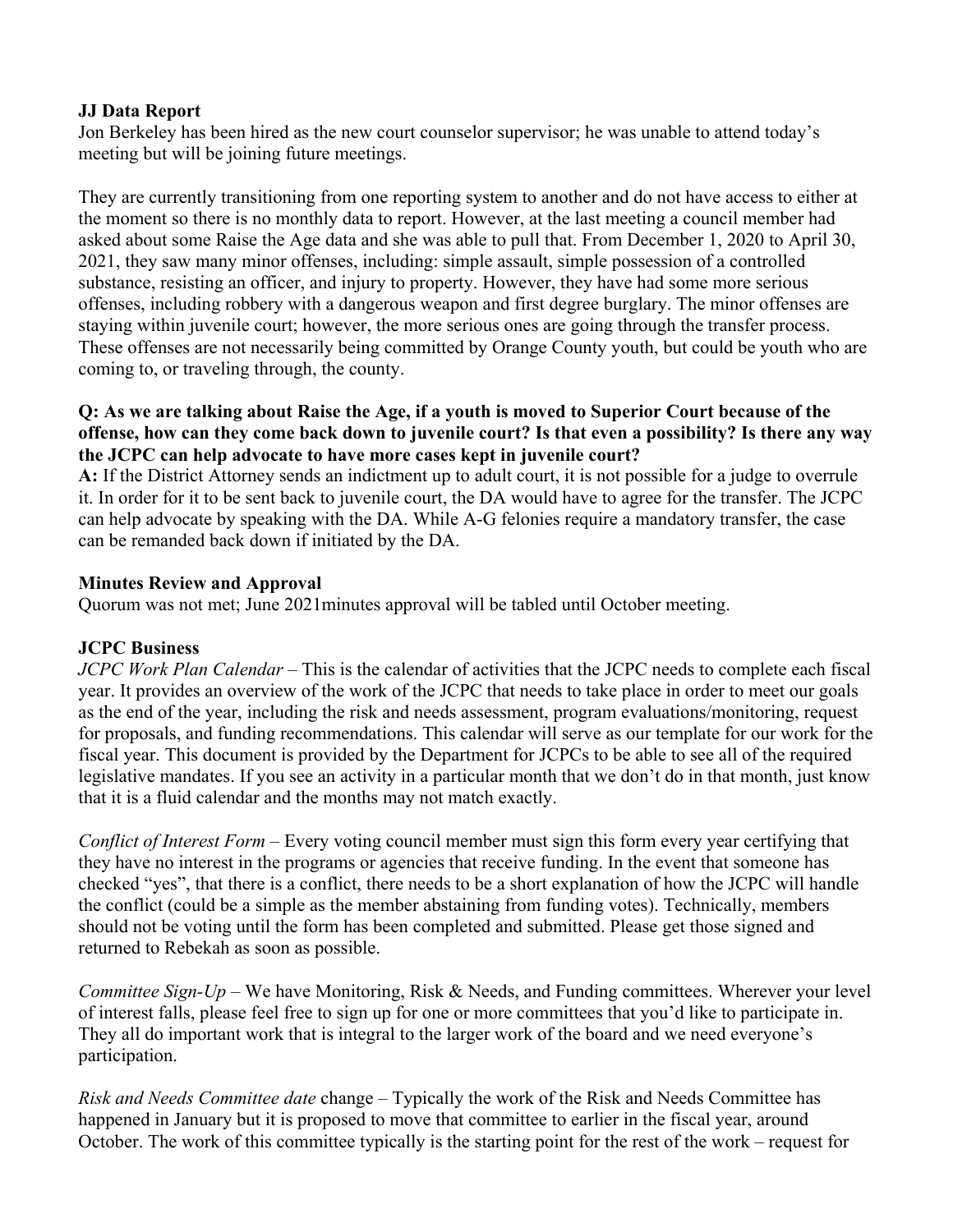**JJ Data Report**

Jon Berkeley has been hired as the new court counselor supervisor; he was unable to attend today's meeting but will be joining future meetings.

They are currently transitioning from one reporting system to another and do not have access to either at the moment so there is no monthly data to report. However, at the last meeting a council member had asked about some Raise the Age data and she was able to pull that. From December 1, 2020 to April 30, 2021, they saw many minor offenses, including: simple assault, simple possession of a controlled substance, resisting an officer, and injury to property. However, they have had some more serious offenses, including robbery with a dangerous weapon and first degree burglary. The minor offenses are staying within juvenile court; however, the more serious ones are going through the transfer process. These offenses are not necessarily being committed by Orange County youth, but could be youth who are coming to, or traveling through, the county.

**Q: As we are talking about Raise the Age, if a youth is moved to Superior Court because of the offense, how can they come back down to juvenile court? Is that even a possibility? Is there any way the JCPC can help advocate to have more cases kept in juvenile court?**

**A:** If the District Attorney sends an indictment up to adult court, it is not possible for a judge to overrule it. In order for it to be sent back to juvenile court, the DA would have to agree for the transfer. The JCPC can help advocate by speaking with the DA. While A-G felonies require a mandatory transfer, the case can be remanded back down if initiated by the DA.

**Minutes Review and Approval**

Quorum was not met; June 2021minutes approval will be tabled until October meeting.

**JCPC Business**

*JCPC Work Plan Calendar* – This is the calendar of activities that the JCPC needs to complete each fiscal year. It provides an overview of the work of the JCPC that needs to take place in order to meet our goals as the end of the year, including the risk and needs assessment, program evaluations/monitoring, request for proposals, and funding recommendations. This calendar will serve as our template for our work for the fiscal year. This document is provided by the Department for JCPCs to be able to see all of the required legislative mandates. If you see an activity in a particular month that we don't do in that month, just know that it is a fluid calendar and the months may not match exactly.

*Conflict of Interest Form* – Every voting council member must sign this form every year certifying that they have no interest in the programs or agencies that receive funding. In the event that someone has checked "yes", that there is a conflict, there needs to be a short explanation of how the JCPC will handle the conflict (could be a simple as the member abstaining from funding votes). Technically, members should not be voting until the form has been completed and submitted. Please get those signed and returned to Rebekah as soon as possible.

*Committee Sign-Up* – We have Monitoring, Risk & Needs, and Funding committees. Wherever your level of interest falls, please feel free to sign up for one or more committees that you'd like to participate in. They all do important work that is integral to the larger work of the board and we need everyone's participation.

*Risk and Needs Committee date* change – Typically the work of the Risk and Needs Committee has happened in January but it is proposed to move that committee to earlier in the fiscal year, around October. The work of this committee typically is the starting point for the rest of the work – request for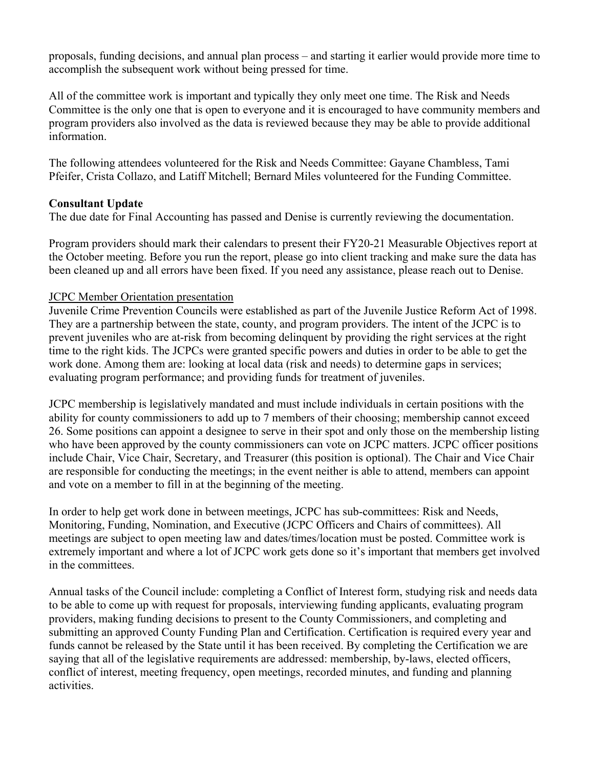proposals, funding decisions, and annual plan process – and starting it earlier would provide more time to accomplish the subsequent work without being pressed for time.

All of the committee work is important and typically they only meet one time. The Risk and Needs Committee is the only one that is open to everyone and it is encouraged to have community members and program providers also involved as the data is reviewed because they may be able to provide additional information.

The following attendees volunteered for the Risk and Needs Committee: Gayane Chambless, Tami Pfeifer, Crista Collazo, and Latiff Mitchell; Bernard Miles volunteered for the Funding Committee.

**Consultant Update**

The due date for Final Accounting has passed and Denise is currently reviewing the documentation.

Program providers should mark their calendars to present their FY20-21 Measurable Objectives report at the October meeting. Before you run the report, please go into client tracking and make sure the data has been cleaned up and all errors have been fixed. If you need any assistance, please reach out to Denise.

<u>JCPC Member Orientation presentation</u>

Juvenile Crime Prevention Councils were established as part of the Juvenile Justice Reform Act of 1998. They are a partnership between the state, county, and program providers. The intent of the JCPC is to prevent juveniles who are at-risk from becoming delinquent by providing the right services at the right time to the right kids. The JCPCs were granted specific powers and duties in order to be able to get the work done. Among them are: looking at local data (risk and needs) to determine gaps in services; evaluating program performance; and providing funds for treatment of juveniles.

JCPC membership is legislatively mandated and must include individuals in certain positions with the ability for county commissioners to add up to 7 members of their choosing; membership cannot exceed 26. Some positions can appoint a designee to serve in their spot and only those on the membership listing who have been approved by the county commissioners can vote on JCPC matters. JCPC officer positions include Chair, Vice Chair, Secretary, and Treasurer (this position is optional). The Chair and Vice Chair are responsible for conducting the meetings; in the event neither is able to attend, members can appoint and vote on a member to fill in at the beginning of the meeting.

In order to help get work done in between meetings, JCPC has sub-committees: Risk and Needs, Monitoring, Funding, Nomination, and Executive (JCPC Officers and Chairs of committees). All meetings are subject to open meeting law and dates/times/location must be posted. Committee work is extremely important and where a lot of JCPC work gets done so it's important that members get involved in the committees.

Annual tasks of the Council include: completing a Conflict of Interest form, studying risk and needs data to be able to come up with request for proposals, interviewing funding applicants, evaluating program providers, making funding decisions to present to the County Commissioners, and completing and submitting an approved County Funding Plan and Certification. Certification is required every year and funds cannot be released by the State until it has been received. By completing the Certification we are saying that all of the legislative requirements are addressed: membership, by-laws, elected officers, conflict of interest, meeting frequency, open meetings, recorded minutes, and funding and planning activities.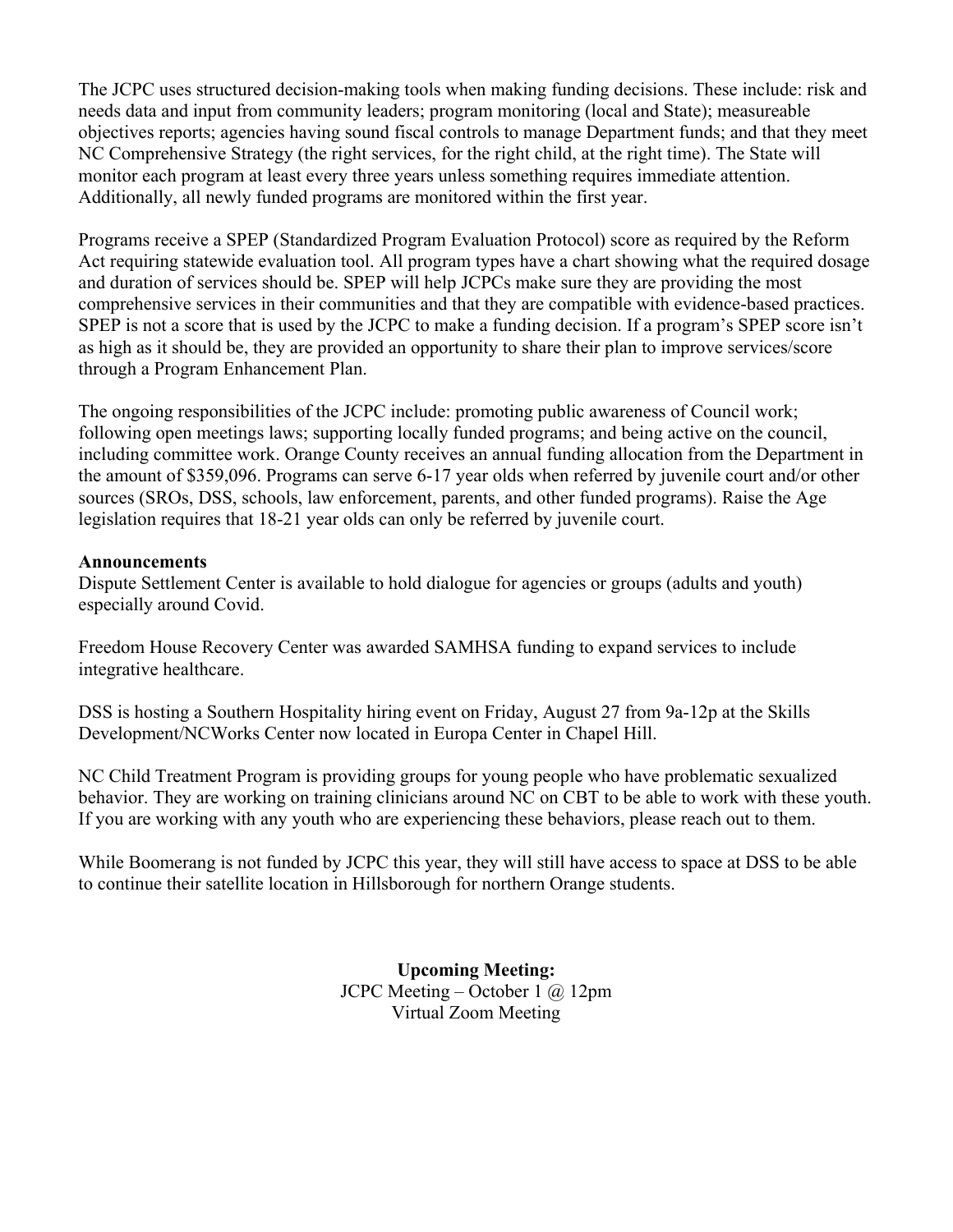The JCPC uses structured decision-making tools when making funding decisions. These include: risk and needs data and input from community leaders; program monitoring (local and State); measureable objectives reports; agencies having sound fiscal controls to manage Department funds; and that they meet NC Comprehensive Strategy (the right services, for the right child, at the right time). The State will monitor each program at least every three years unless something requires immediate attention. Additionally, all newly funded programs are monitored within the first year.

Programs receive a SPEP (Standardized Program Evaluation Protocol) score as required by the Reform Act requiring statewide evaluation tool. All program types have a chart showing what the required dosage and duration of services should be. SPEP will help JCPCs make sure they are providing the most comprehensive services in their communities and that they are compatible with evidence-based practices. SPEP is not a score that is used by the JCPC to make a funding decision. If a program's SPEP score isn't as high as it should be, they are provided an opportunity to share their plan to improve services/score through a Program Enhancement Plan.

The ongoing responsibilities of the JCPC include: promoting public awareness of Council work; following open meetings laws; supporting locally funded programs; and being active on the council, including committee work. Orange County receives an annual funding allocation from the Department in the amount of $359,096. Programs can serve 6-17 year olds when referred by juvenile court and/or other sources (SROs, DSS, schools, law enforcement, parents, and other funded programs). Raise the Age legislation requires that 18-21 year olds can only be referred by juvenile court.

**Announcements**

Dispute Settlement Center is available to hold dialogue for agencies or groups (adults and youth) especially around Covid.

Freedom House Recovery Center was awarded SAMHSA funding to expand services to include integrative healthcare.

DSS is hosting a Southern Hospitality hiring event on Friday, August 27 from 9a-12p at the Skills Development/NCWorks Center now located in Europa Center in Chapel Hill.

NC Child Treatment Program is providing groups for young people who have problematic sexualized behavior. They are working on training clinicians around NC on CBT to be able to work with these youth. If you are working with any youth who are experiencing these behaviors, please reach out to them.

While Boomerang is not funded by JCPC this year, they will still have access to space at DSS to be able to continue their satellite location in Hillsborough for northern Orange students.

**Upcoming Meeting:**

JCPC Meeting – October 1 @ 12pm

Virtual Zoom Meeting